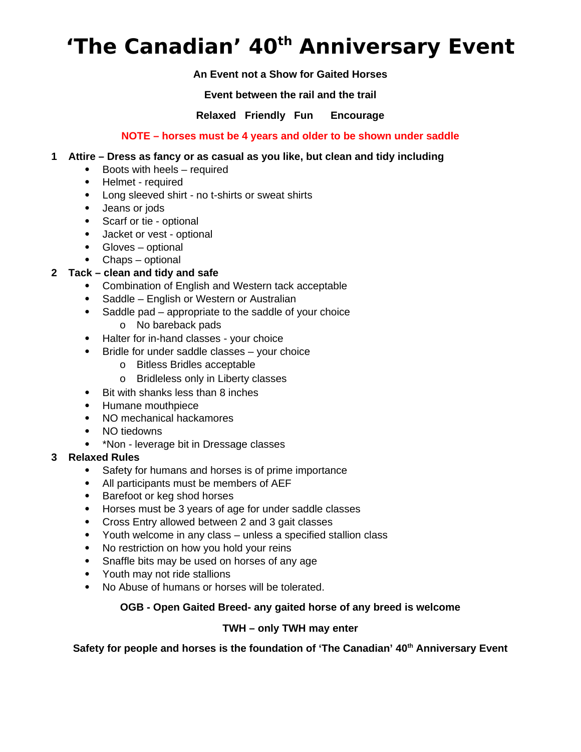# ‘The Canadian’ 40th Anniversary Event

**An Event not a Show for Gaited Horses**

**Event between the rail and the trail**

**Relaxed Friendly Fun Encourage**

**NOTE – horses must be 4 years and older to be shown under saddle**

1 **Attire – Dress as fancy or as casual as you like, but clean and tidy including**
   - Boots with heels – required
   - Helmet - required
   - Long sleeved shirt - no t-shirts or sweat shirts
   - Jeans or jods
   - Scarf or tie - optional
   - Jacket or vest - optional
   - Gloves – optional
   - Chaps – optional

2 **Tack – clean and tidy and safe**
   - Combination of English and Western tack acceptable
   - Saddle – English or Western or Australian
   - Saddle pad – appropriate to the saddle of your choice
     - No bareback pads
   - Halter for in-hand classes - your choice
   - Bridle for under saddle classes – your choice
     - Bitless Bridles acceptable
     - Bridleless only in Liberty classes
   - Bit with shanks less than 8 inches
   - Humane mouthpiece
   - NO mechanical hackamores
   - NO tiedowns
   - *Non - leverage bit in Dressage classes

3 **Relaxed Rules**
   - Safety for humans and horses is of prime importance
   - All participants must be members of AEF
   - Barefoot or keg shod horses
   - Horses must be 3 years of age for under saddle classes
   - Cross Entry allowed between 2 and 3 gait classes
   - Youth welcome in any class – unless a specified stallion class
   - No restriction on how you hold your reins
   - Snaffle bits may be used on horses of any age
   - Youth may not ride stallions
   - No Abuse of humans or horses will be tolerated.

**OGB - Open Gaited Breed- any gaited horse of any breed is welcome**

**TWH – only TWH may enter**

**Safety for people and horses is the foundation of ‘The Canadian’ 40th Anniversary Event**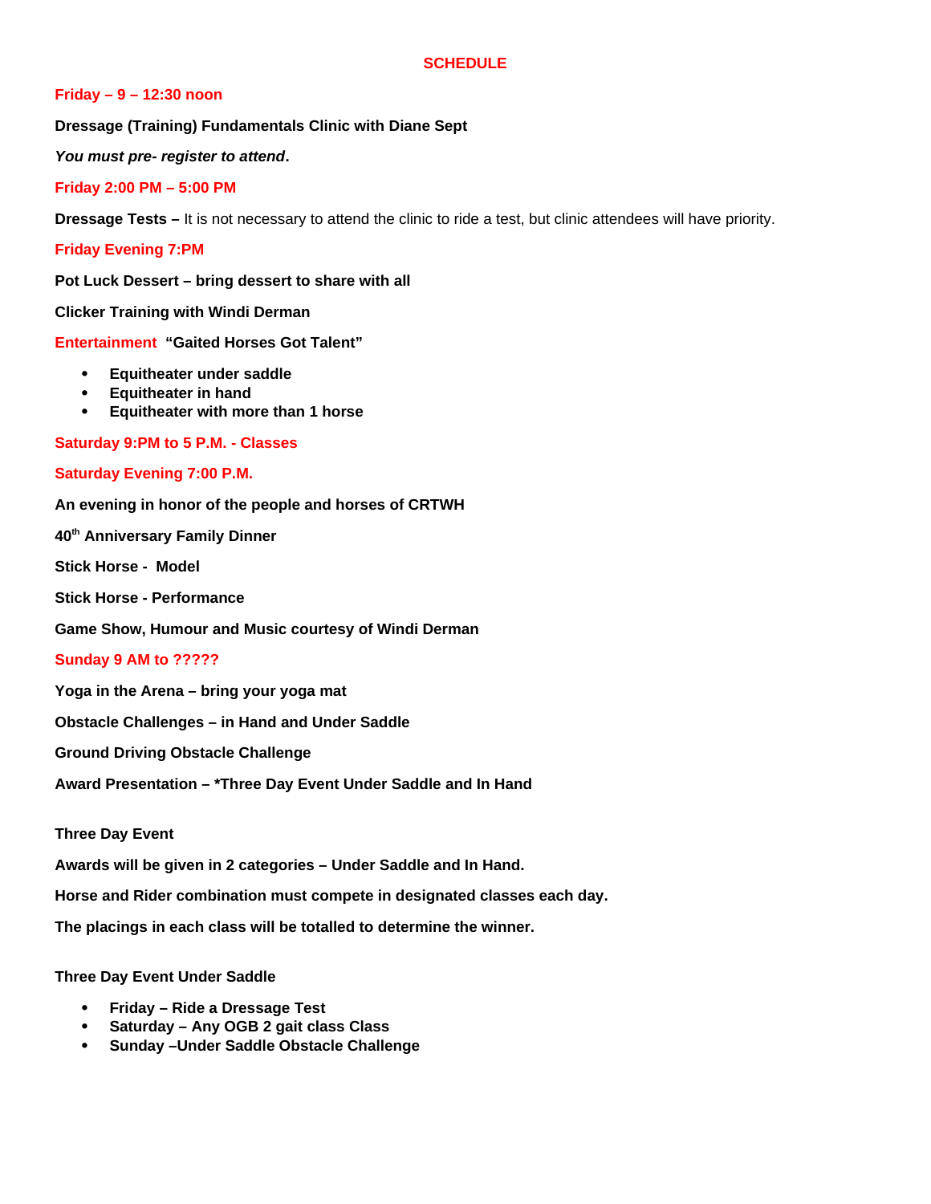# SCHEDULE

**Friday – 9 – 12:30 noon**

**Dressage (Training) Fundamentals Clinic with Diane Sept**

***You must pre- register to attend*.**

**Friday 2:00 PM – 5:00 PM**

**Dressage Tests –** It is not necessary to attend the clinic to ride a test, but clinic attendees will have priority.

**Friday Evening 7:PM**

**Pot Luck Dessert – bring dessert to share with all**

**Clicker Training with Windi Derman**

**Entertainment "Gaited Horses Got Talent"**

- **Equitheater under saddle**
- **Equitheater in hand**
- **Equitheater with more than 1 horse**

**Saturday 9:PM to 5 P.M. - Classes**

**Saturday Evening 7:00 P.M.**

**An evening in honor of the people and horses of CRTWH**

**40th Anniversary Family Dinner**

**Stick Horse - Model**

**Stick Horse - Performance**

**Game Show, Humour and Music courtesy of Windi Derman**

**Sunday 9 AM to ?????**

**Yoga in the Arena – bring your yoga mat**

**Obstacle Challenges – in Hand and Under Saddle**

**Ground Driving Obstacle Challenge**

**Award Presentation – *Three Day Event Under Saddle and In Hand**

**Three Day Event**

**Awards will be given in 2 categories – Under Saddle and In Hand.**

**Horse and Rider combination must compete in designated classes each day.**

**The placings in each class will be totalled to determine the winner.**

**Three Day Event Under Saddle**

- **Friday – Ride a Dressage Test**
- **Saturday – Any OGB 2 gait class Class**
- **Sunday –Under Saddle Obstacle Challenge**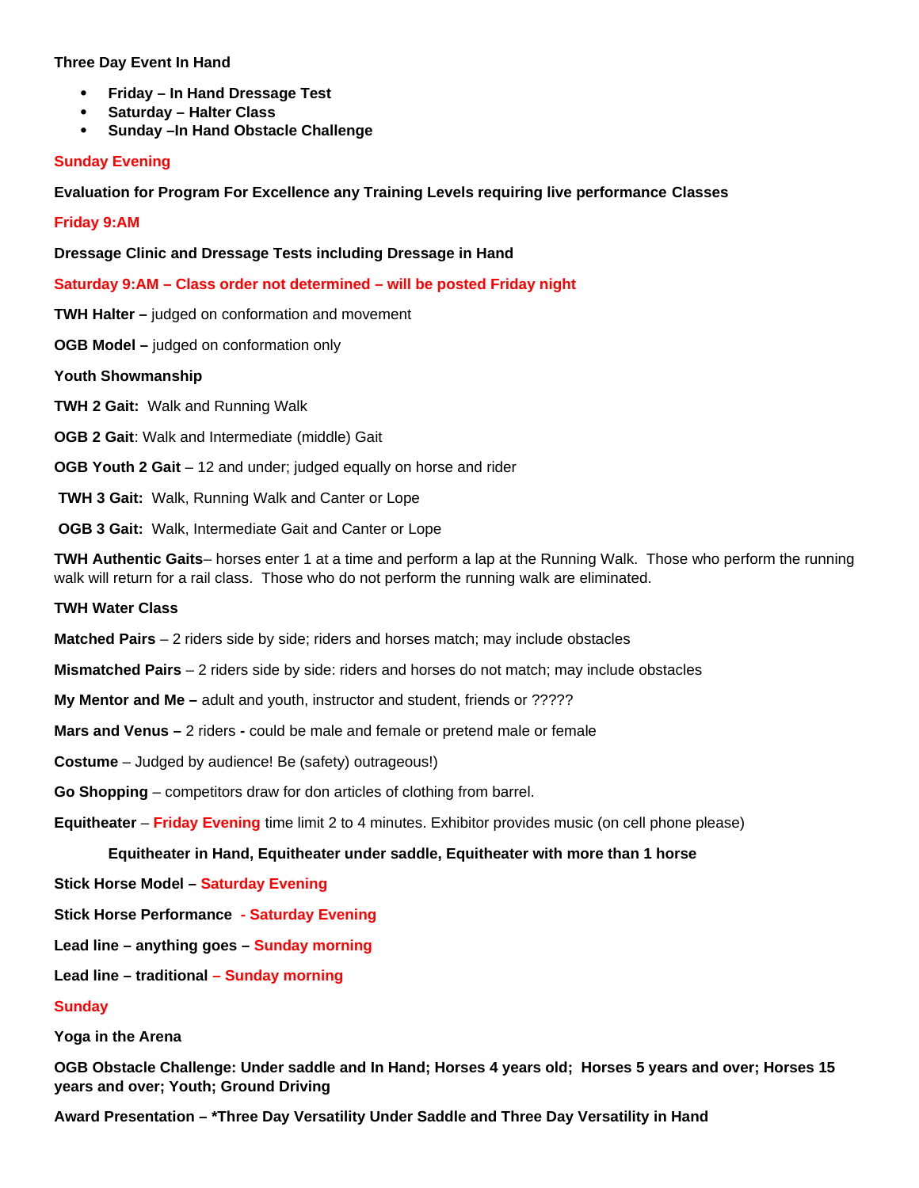**Three Day Event In Hand**

- **Friday – In Hand Dressage Test**
- **Saturday – Halter Class**
- **Sunday –In Hand Obstacle Challenge**

**Sunday Evening**

**Evaluation for Program For Excellence any Training Levels requiring live performance Classes**

**Friday 9:AM**

**Dressage Clinic and Dressage Tests including Dressage in Hand**

**Saturday 9:AM – Class order not determined – will be posted Friday night**

**TWH Halter –** judged on conformation and movement

**OGB Model –** judged on conformation only

**Youth Showmanship**

**TWH 2 Gait:** Walk and Running Walk

**OGB 2 Gait**: Walk and Intermediate (middle) Gait

**OGB Youth 2 Gait** – 12 and under; judged equally on horse and rider

**TWH 3 Gait:** Walk, Running Walk and Canter or Lope

**OGB 3 Gait:** Walk, Intermediate Gait and Canter or Lope

**TWH Authentic Gaits**– horses enter 1 at a time and perform a lap at the Running Walk. Those who perform the running walk will return for a rail class. Those who do not perform the running walk are eliminated.

**TWH Water Class**

**Matched Pairs** – 2 riders side by side; riders and horses match; may include obstacles

**Mismatched Pairs** – 2 riders side by side: riders and horses do not match; may include obstacles

**My Mentor and Me –** adult and youth, instructor and student, friends or ?????

**Mars and Venus –** 2 riders **-** could be male and female or pretend male or female

**Costume** – Judged by audience! Be (safety) outrageous!)

**Go Shopping** – competitors draw for don articles of clothing from barrel.

**Equitheater** – **Friday Evening** time limit 2 to 4 minutes. Exhibitor provides music (on cell phone please)

**Equitheater in Hand, Equitheater under saddle, Equitheater with more than 1 horse**

**Stick Horse Model – Saturday Evening**

**Stick Horse Performance - Saturday Evening**

**Lead line – anything goes – Sunday morning**

**Lead line – traditional – Sunday morning**

**Sunday**

**Yoga in the Arena**

**OGB Obstacle Challenge: Under saddle and In Hand; Horses 4 years old; Horses 5 years and over; Horses 15 years and over; Youth; Ground Driving**

**Award Presentation – *Three Day Versatility Under Saddle and Three Day Versatility in Hand**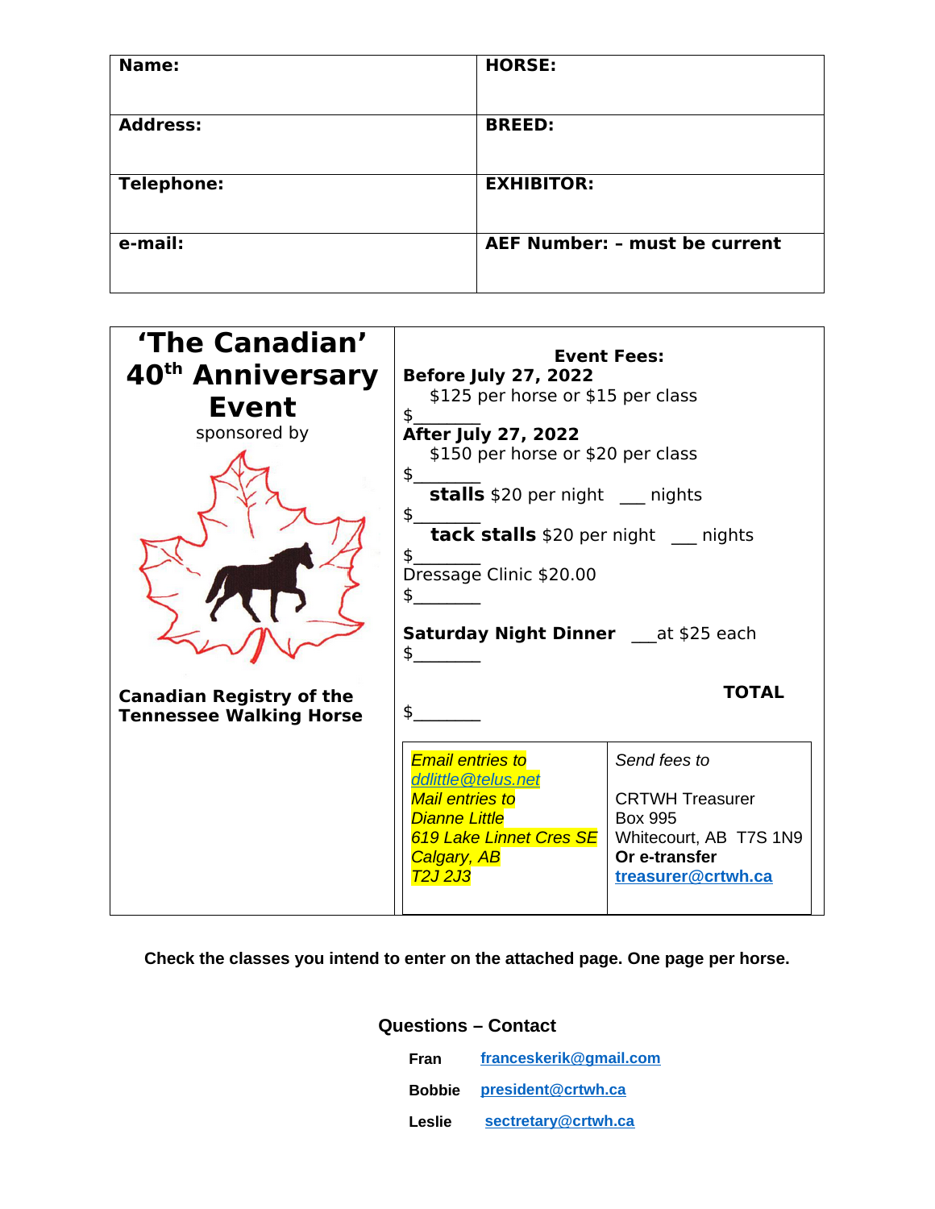| Name: | HORSE: |
|---|---|
| Address: | BREED: |
| Telephone: | EXHIBITOR: |
| e-mail: | AEF Number: – must be current |

## 'The Canadian' 40th Anniversary Event

sponsored by

**Canadian Registry of the Tennessee Walking Horse**

**Event Fees:**

**Before July 27, 2022**
$125 per horse or $15 per class
$_______

**After July 27, 2022**
$150 per horse or $20 per class
$_______

**stalls** $20 per night ___ nights
$_______

**tack stalls** $20 per night ___ nights
$_______

Dressage Clinic $20.00
$_______

**Saturday Night Dinner** ___at $25 each
$_______

**TOTAL**
$_______

| *Email entries to* | *Send fees to* |
|---|---|
| *ddlittle@telus.net* | CRTWH Treasurer |
| *Mail entries to* | Box 995 |
| *Dianne Little* | Whitecourt, AB T7S 1N9 |
| *619 Lake Linnet Cres SE* | **Or e-transfer** |
| *Calgary, AB* | **treasurer@crtwh.ca** |
| *T2J 2J3* | |

**Check the classes you intend to enter on the attached page. One page per horse.**

### Questions – Contact

**Fran** franceskerik@gmail.com

**Bobbie** president@crtwh.ca

**Leslie** sectretary@crtwh.ca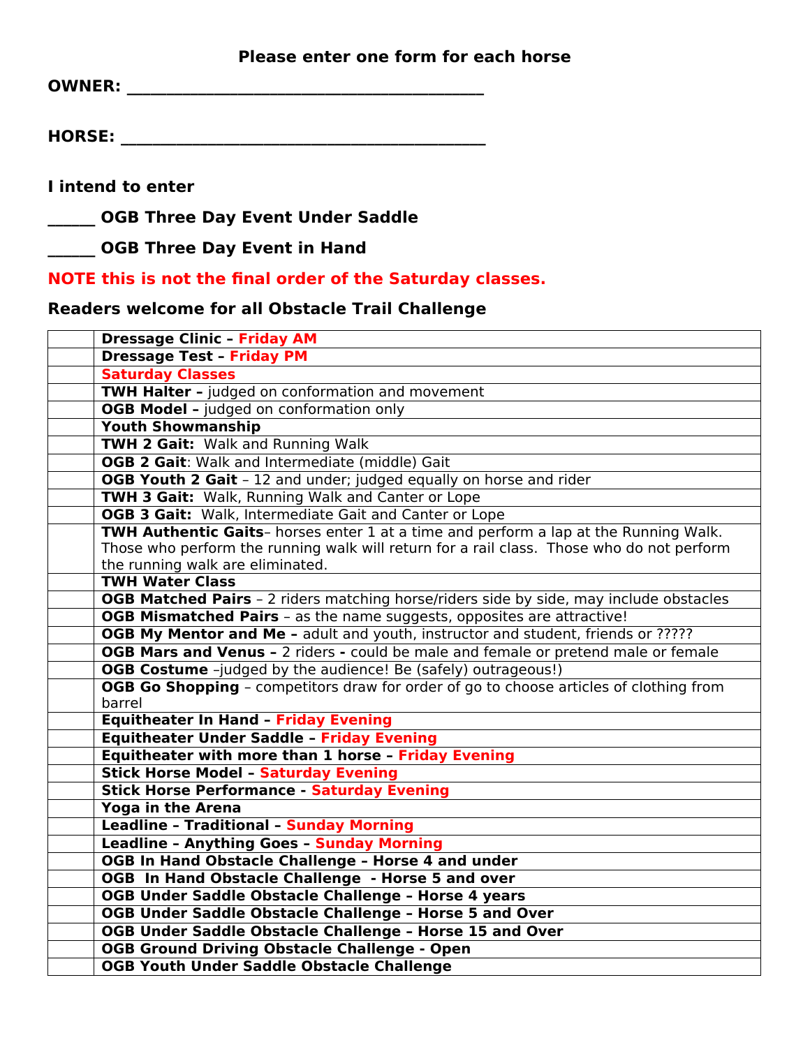**Please enter one form for each horse**

**OWNER: ________________________________________**

**HORSE: ________________________________________**

**I intend to enter**

**_____ OGB Three Day Event Under Saddle**

**_____ OGB Three Day Event in Hand**

**NOTE this is not the final order of the Saturday classes.**

**Readers welcome for all Obstacle Trail Challenge**

| | |
|---|---|
| | **Dressage Clinic – Friday AM** |
| | **Dressage Test – Friday PM** |
| | **Saturday Classes** |
| | **TWH Halter –** judged on conformation and movement |
| | **OGB Model –** judged on conformation only |
| | **Youth Showmanship** |
| | **TWH 2 Gait:** Walk and Running Walk |
| | **OGB 2 Gait**: Walk and Intermediate (middle) Gait |
| | **OGB Youth 2 Gait** – 12 and under; judged equally on horse and rider |
| | **TWH 3 Gait:** Walk, Running Walk and Canter or Lope |
| | **OGB 3 Gait:** Walk, Intermediate Gait and Canter or Lope |
| | **TWH Authentic Gaits**– horses enter 1 at a time and perform a lap at the Running Walk. Those who perform the running walk will return for a rail class. Those who do not perform the running walk are eliminated. |
| | **TWH Water Class** |
| | **OGB Matched Pairs** – 2 riders matching horse/riders side by side, may include obstacles |
| | **OGB Mismatched Pairs** – as the name suggests, opposites are attractive! |
| | **OGB My Mentor and Me –** adult and youth, instructor and student, friends or ????? |
| | **OGB Mars and Venus –** 2 riders **-** could be male and female or pretend male or female |
| | **OGB Costume** –judged by the audience! Be (safely) outrageous!) |
| | **OGB Go Shopping** – competitors draw for order of go to choose articles of clothing from barrel |
| | **Equitheater In Hand – Friday Evening** |
| | **Equitheater Under Saddle – Friday Evening** |
| | **Equitheater with more than 1 horse – Friday Evening** |
| | **Stick Horse Model – Saturday Evening** |
| | **Stick Horse Performance - Saturday Evening** |
| | **Yoga in the Arena** |
| | **Leadline – Traditional – Sunday Morning** |
| | **Leadline – Anything Goes – Sunday Morning** |
| | **OGB In Hand Obstacle Challenge – Horse 4 and under** |
| | **OGB In Hand Obstacle Challenge - Horse 5 and over** |
| | **OGB Under Saddle Obstacle Challenge – Horse 4 years** |
| | **OGB Under Saddle Obstacle Challenge – Horse 5 and Over** |
| | **OGB Under Saddle Obstacle Challenge – Horse 15 and Over** |
| | **OGB Ground Driving Obstacle Challenge - Open** |
| | **OGB Youth Under Saddle Obstacle Challenge** |